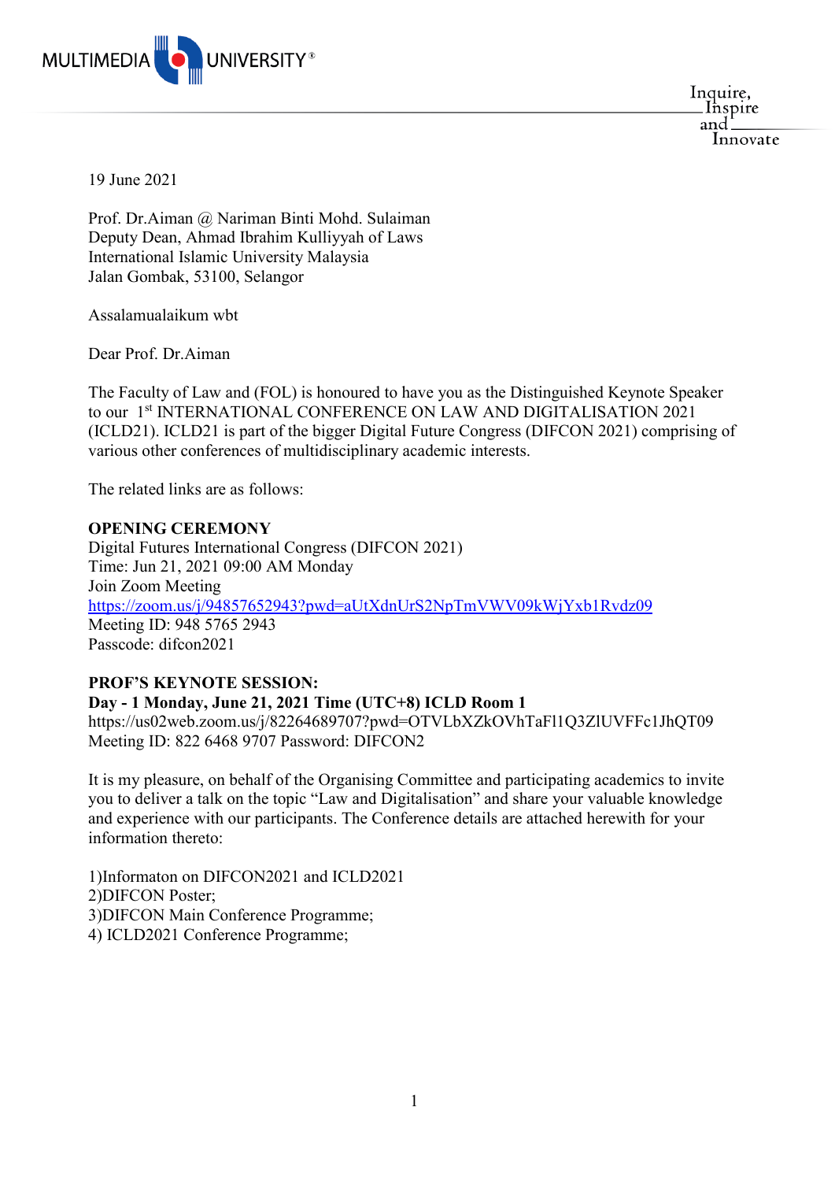MULTIMEDIA UNIVERSITY®

Inquire, Inspire and Innovate

19 June 2021

Prof. Dr.Aiman @ Nariman Binti Mohd. Sulaiman
Deputy Dean, Ahmad Ibrahim Kulliyyah of Laws
International Islamic University Malaysia
Jalan Gombak, 53100, Selangor

Assalamualaikum wbt

Dear Prof. Dr.Aiman

The Faculty of Law and (FOL) is honoured to have you as the Distinguished Keynote Speaker to our 1st INTERNATIONAL CONFERENCE ON LAW AND DIGITALISATION 2021 (ICLD21). ICLD21 is part of the bigger Digital Future Congress (DIFCON 2021) comprising of various other conferences of multidisciplinary academic interests.

The related links are as follows:

**OPENING CEREMONY**
Digital Futures International Congress (DIFCON 2021)
Time: Jun 21, 2021 09:00 AM Monday
Join Zoom Meeting
https://zoom.us/j/94857652943?pwd=aUtXdnUrS2NpTmVWV09kWjYxb1Rvdz09
Meeting ID: 948 5765 2943
Passcode: difcon2021

**PROF'S KEYNOTE SESSION:**
**Day - 1 Monday, June 21, 2021 Time (UTC+8) ICLD Room 1**
https://us02web.zoom.us/j/82264689707?pwd=OTVLbXZkOVhTaFl1Q3ZlUVFFc1JhQT09
Meeting ID: 822 6468 9707 Password: DIFCON2

It is my pleasure, on behalf of the Organising Committee and participating academics to invite you to deliver a talk on the topic "Law and Digitalisation" and share your valuable knowledge and experience with our participants. The Conference details are attached herewith for your information thereto:

1)Informaton on DIFCON2021 and ICLD2021
2)DIFCON Poster;
3)DIFCON Main Conference Programme;
4) ICLD2021 Conference Programme;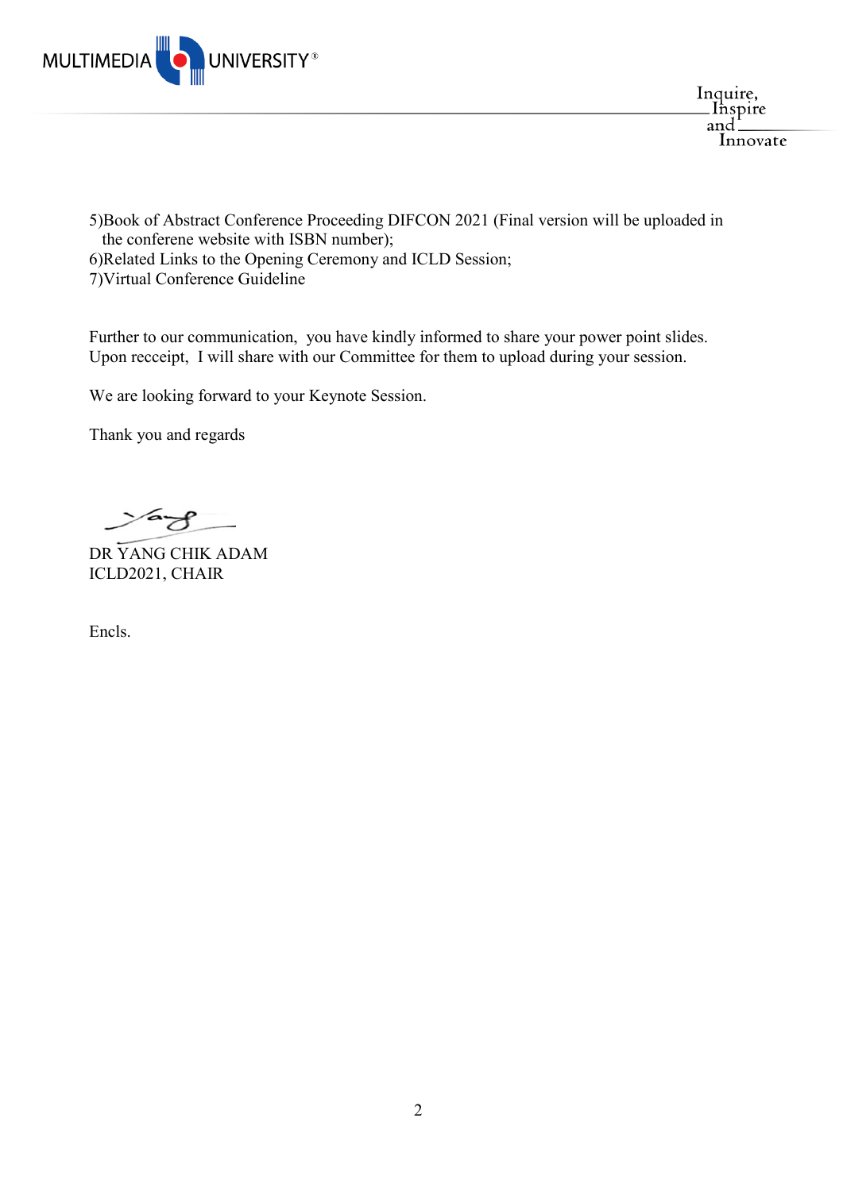5)Book of Abstract Conference Proceeding DIFCON 2021 (Final version will be uploaded in the conferene website with ISBN number);
6)Related Links to the Opening Ceremony and ICLD Session;
7)Virtual Conference Guideline

Further to our communication, you have kindly informed to share your power point slides. Upon recceipt, I will share with our Committee for them to upload during your session.

We are looking forward to your Keynote Session.

Thank you and regards

DR YANG CHIK ADAM
ICLD2021, CHAIR

Encls.